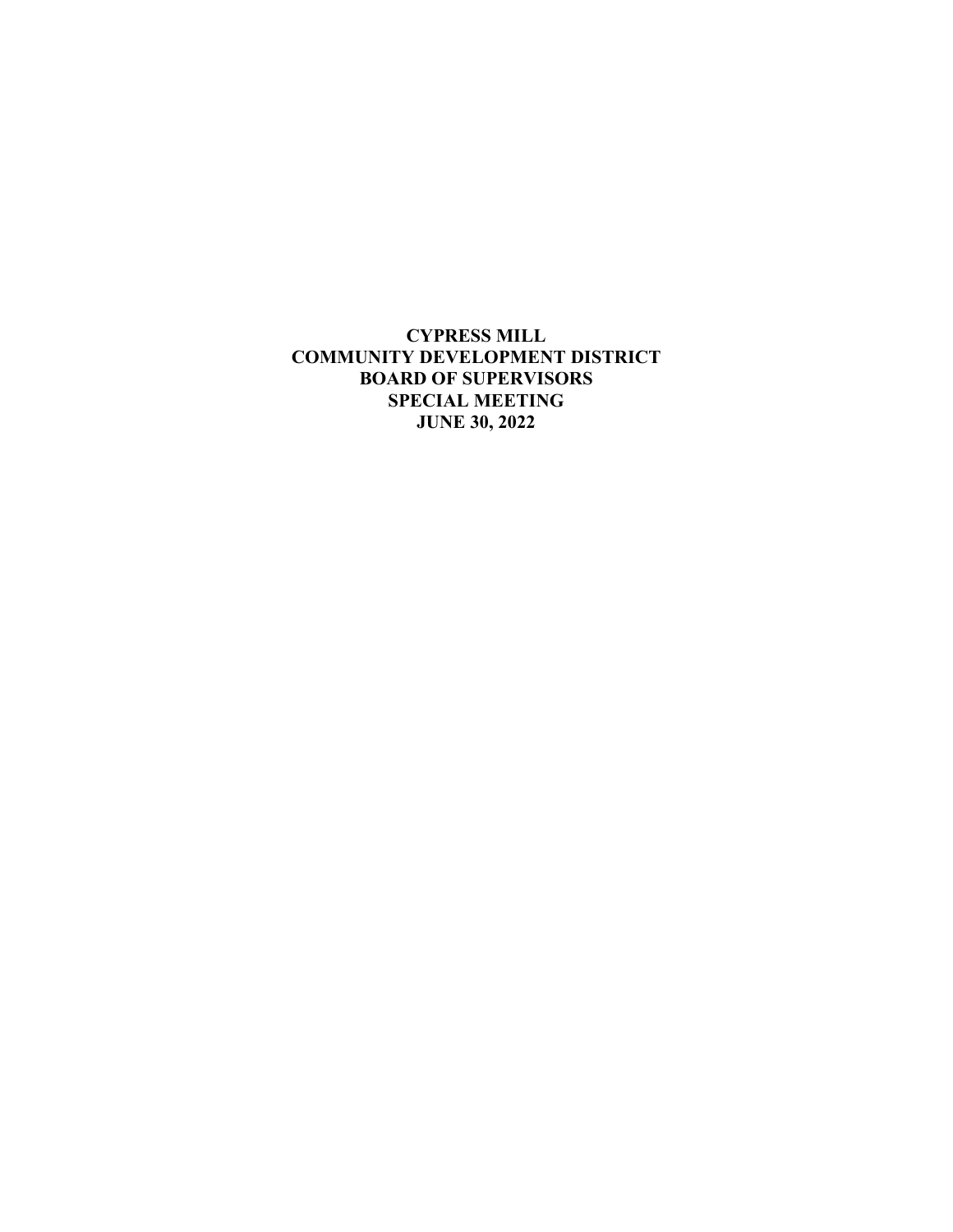# CYPRESS MILL
# COMMUNITY DEVELOPMENT DISTRICT
# BOARD OF SUPERVISORS
# SPECIAL MEETING
# JUNE 30, 2022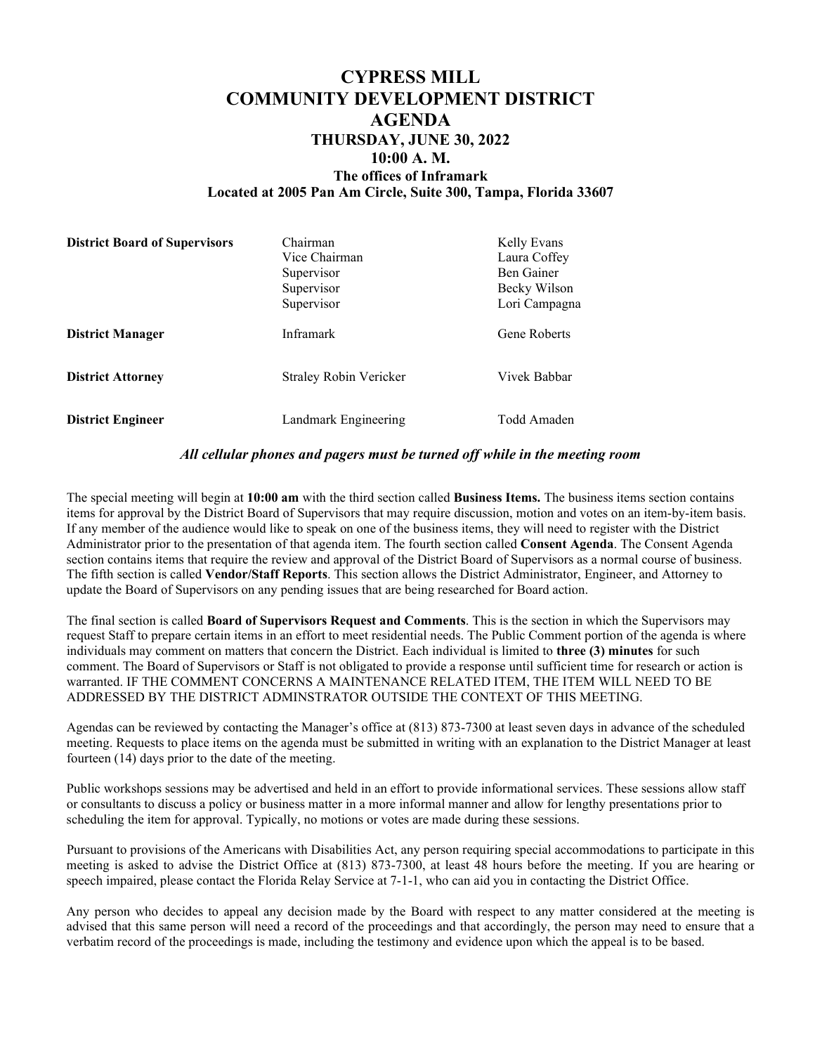# CYPRESS MILL
# COMMUNITY DEVELOPMENT DISTRICT
# AGENDA
## THURSDAY, JUNE 30, 2022
## 10:00 A. M.
### The offices of Inframark
### Located at 2005 Pan Am Circle, Suite 300, Tampa, Florida 33607

| | | |
|---|---|---|
| **District Board of Supervisors** | Chairman | Kelly Evans |
| | Vice Chairman | Laura Coffey |
| | Supervisor | Ben Gainer |
| | Supervisor | Becky Wilson |
| | Supervisor | Lori Campagna |
| **District Manager** | Inframark | Gene Roberts |
| **District Attorney** | Straley Robin Vericker | Vivek Babbar |
| **District Engineer** | Landmark Engineering | Todd Amaden |

***All cellular phones and pagers must be turned off while in the meeting room***

The special meeting will begin at **10:00 am** with the third section called **Business Items.** The business items section contains items for approval by the District Board of Supervisors that may require discussion, motion and votes on an item-by-item basis. If any member of the audience would like to speak on one of the business items, they will need to register with the District Administrator prior to the presentation of that agenda item. The fourth section called **Consent Agenda**. The Consent Agenda section contains items that require the review and approval of the District Board of Supervisors as a normal course of business. The fifth section is called **Vendor/Staff Reports**. This section allows the District Administrator, Engineer, and Attorney to update the Board of Supervisors on any pending issues that are being researched for Board action.

The final section is called **Board of Supervisors Request and Comments**. This is the section in which the Supervisors may request Staff to prepare certain items in an effort to meet residential needs. The Public Comment portion of the agenda is where individuals may comment on matters that concern the District. Each individual is limited to **three (3) minutes** for such comment. The Board of Supervisors or Staff is not obligated to provide a response until sufficient time for research or action is warranted. IF THE COMMENT CONCERNS A MAINTENANCE RELATED ITEM, THE ITEM WILL NEED TO BE ADDRESSED BY THE DISTRICT ADMINSTRATOR OUTSIDE THE CONTEXT OF THIS MEETING.

Agendas can be reviewed by contacting the Manager's office at (813) 873-7300 at least seven days in advance of the scheduled meeting. Requests to place items on the agenda must be submitted in writing with an explanation to the District Manager at least fourteen (14) days prior to the date of the meeting.

Public workshops sessions may be advertised and held in an effort to provide informational services. These sessions allow staff or consultants to discuss a policy or business matter in a more informal manner and allow for lengthy presentations prior to scheduling the item for approval. Typically, no motions or votes are made during these sessions.

Pursuant to provisions of the Americans with Disabilities Act, any person requiring special accommodations to participate in this meeting is asked to advise the District Office at (813) 873-7300, at least 48 hours before the meeting. If you are hearing or speech impaired, please contact the Florida Relay Service at 7-1-1, who can aid you in contacting the District Office.

Any person who decides to appeal any decision made by the Board with respect to any matter considered at the meeting is advised that this same person will need a record of the proceedings and that accordingly, the person may need to ensure that a verbatim record of the proceedings is made, including the testimony and evidence upon which the appeal is to be based.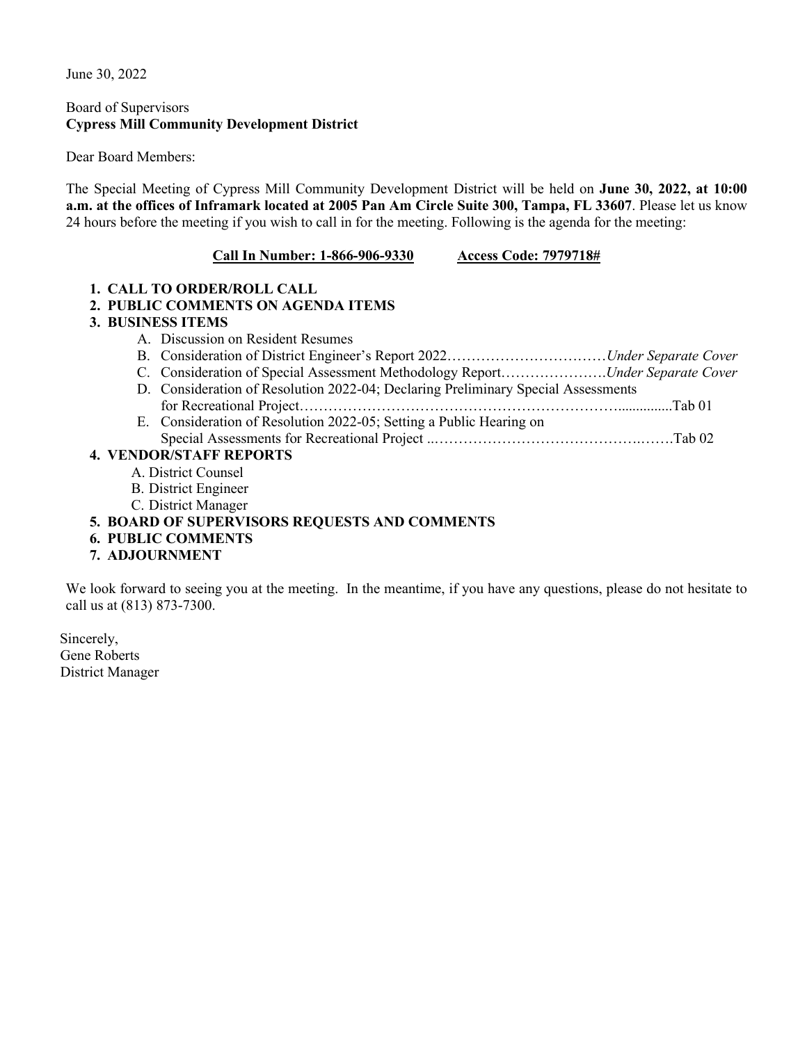June 30, 2022

Board of Supervisors
**Cypress Mill Community Development District**

Dear Board Members:

The Special Meeting of Cypress Mill Community Development District will be held on **June 30, 2022, at 10:00 a.m. at the offices of Inframark located at 2005 Pan Am Circle Suite 300, Tampa, FL 33607**. Please let us know 24 hours before the meeting if you wish to call in for the meeting. Following is the agenda for the meeting:

**Call In Number: 1-866-906-9330** **Access Code: 7979718#**

1. **CALL TO ORDER/ROLL CALL**
2. **PUBLIC COMMENTS ON AGENDA ITEMS**
3. **BUSINESS ITEMS**
   - A. Discussion on Resident Resumes
   - B. Consideration of District Engineer's Report 2022……………………………*Under Separate Cover*
   - C. Consideration of Special Assessment Methodology Report………………….*Under Separate Cover*
   - D. Consideration of Resolution 2022-04; Declaring Preliminary Special Assessments for Recreational Project…………………………………………………………..............Tab 01
   - E. Consideration of Resolution 2022-05; Setting a Public Hearing on Special Assessments for Recreational Project ..……………………………………….…….Tab 02
4. **VENDOR/STAFF REPORTS**
   - A. District Counsel
   - B. District Engineer
   - C. District Manager
5. **BOARD OF SUPERVISORS REQUESTS AND COMMENTS**
6. **PUBLIC COMMENTS**
7. **ADJOURNMENT**

We look forward to seeing you at the meeting. In the meantime, if you have any questions, please do not hesitate to call us at (813) 873-7300.

Sincerely,
Gene Roberts
District Manager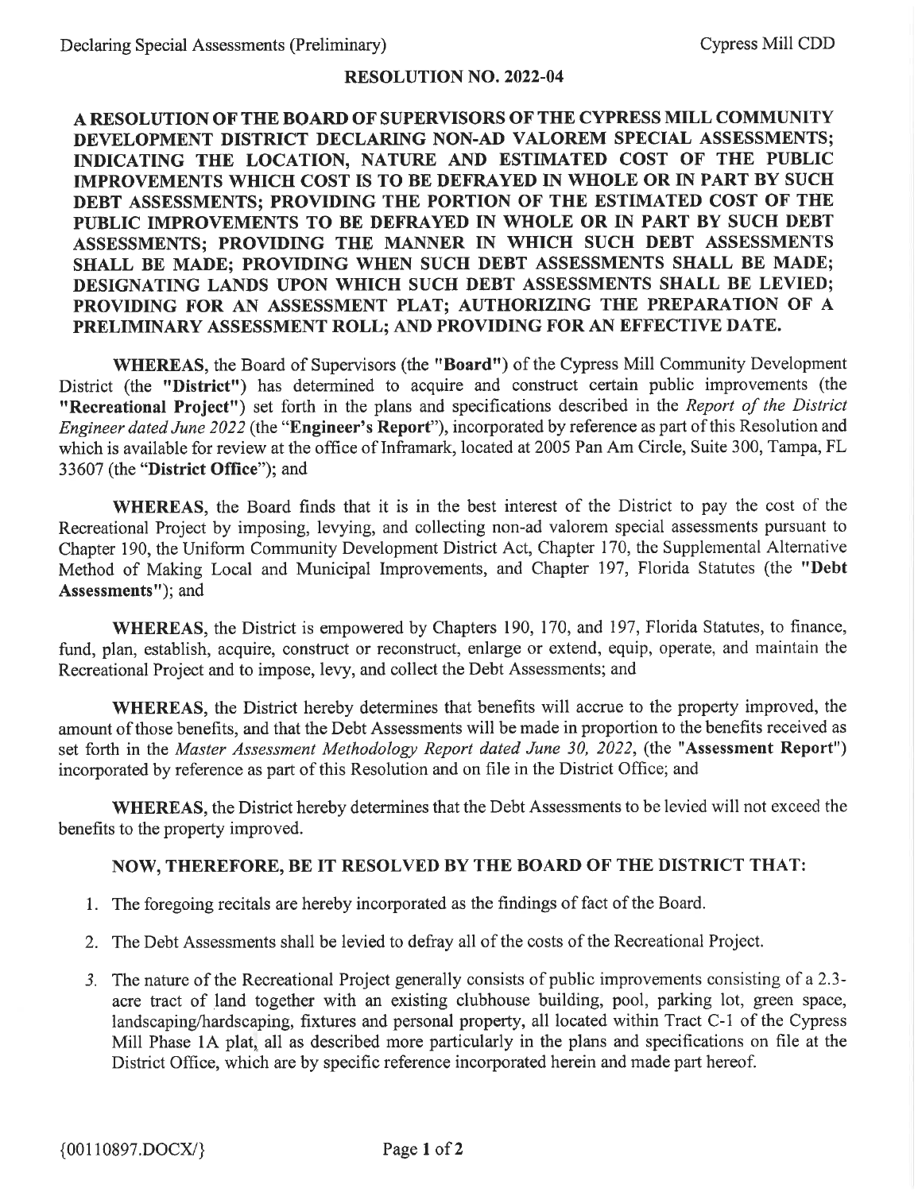## RESOLUTION NO. 2022-04

**A RESOLUTION OF THE BOARD OF SUPERVISORS OF THE CYPRESS MILL COMMUNITY DEVELOPMENT DISTRICT DECLARING NON-AD VALOREM SPECIAL ASSESSMENTS; INDICATING THE LOCATION, NATURE AND ESTIMATED COST OF THE PUBLIC IMPROVEMENTS WHICH COST IS TO BE DEFRAYED IN WHOLE OR IN PART BY SUCH DEBT ASSESSMENTS; PROVIDING THE PORTION OF THE ESTIMATED COST OF THE PUBLIC IMPROVEMENTS TO BE DEFRAYED IN WHOLE OR IN PART BY SUCH DEBT ASSESSMENTS; PROVIDING THE MANNER IN WHICH SUCH DEBT ASSESSMENTS SHALL BE MADE; PROVIDING WHEN SUCH DEBT ASSESSMENTS SHALL BE MADE; DESIGNATING LANDS UPON WHICH SUCH DEBT ASSESSMENTS SHALL BE LEVIED; PROVIDING FOR AN ASSESSMENT PLAT; AUTHORIZING THE PREPARATION OF A PRELIMINARY ASSESSMENT ROLL; AND PROVIDING FOR AN EFFECTIVE DATE.**

**WHEREAS**, the Board of Supervisors (the **"Board"**) of the Cypress Mill Community Development District (the **"District"**) has determined to acquire and construct certain public improvements (the **"Recreational Project"**) set forth in the plans and specifications described in the *Report of the District Engineer dated June 2022* (the "**Engineer's Report**"), incorporated by reference as part of this Resolution and which is available for review at the office of Inframark, located at 2005 Pan Am Circle, Suite 300, Tampa, FL 33607 (the "**District Office**"); and

**WHEREAS**, the Board finds that it is in the best interest of the District to pay the cost of the Recreational Project by imposing, levying, and collecting non-ad valorem special assessments pursuant to Chapter 190, the Uniform Community Development District Act, Chapter 170, the Supplemental Alternative Method of Making Local and Municipal Improvements, and Chapter 197, Florida Statutes (the **"Debt Assessments"**); and

**WHEREAS**, the District is empowered by Chapters 190, 170, and 197, Florida Statutes, to finance, fund, plan, establish, acquire, construct or reconstruct, enlarge or extend, equip, operate, and maintain the Recreational Project and to impose, levy, and collect the Debt Assessments; and

**WHEREAS**, the District hereby determines that benefits will accrue to the property improved, the amount of those benefits, and that the Debt Assessments will be made in proportion to the benefits received as set forth in the *Master Assessment Methodology Report dated June 30, 2022*, (the **"Assessment Report"**) incorporated by reference as part of this Resolution and on file in the District Office; and

**WHEREAS**, the District hereby determines that the Debt Assessments to be levied will not exceed the benefits to the property improved.

**NOW, THEREFORE, BE IT RESOLVED BY THE BOARD OF THE DISTRICT THAT:**

1. The foregoing recitals are hereby incorporated as the findings of fact of the Board.
2. The Debt Assessments shall be levied to defray all of the costs of the Recreational Project.
3. The nature of the Recreational Project generally consists of public improvements consisting of a 2.3-acre tract of land together with an existing clubhouse building, pool, parking lot, green space, landscaping/hardscaping, fixtures and personal property, all located within Tract C-1 of the Cypress Mill Phase 1A plat, all as described more particularly in the plans and specifications on file at the District Office, which are by specific reference incorporated herein and made part hereof.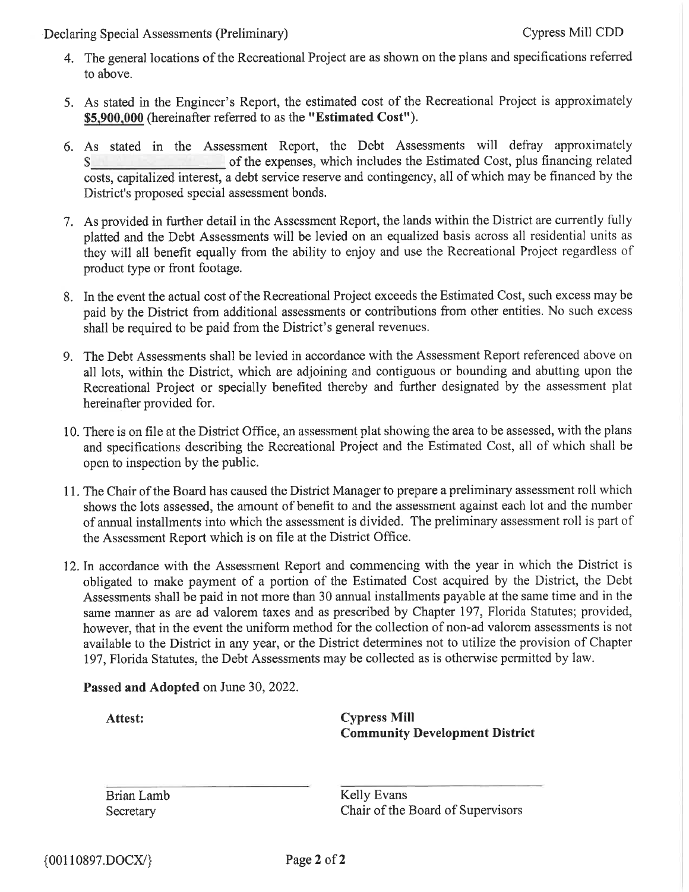4. The general locations of the Recreational Project are as shown on the plans and specifications referred to above.

5. As stated in the Engineer's Report, the estimated cost of the Recreational Project is approximately **$5,900,000** (hereinafter referred to as the **"Estimated Cost"**).

6. As stated in the Assessment Report, the Debt Assessments will defray approximately $__________ of the expenses, which includes the Estimated Cost, plus financing related costs, capitalized interest, a debt service reserve and contingency, all of which may be financed by the District's proposed special assessment bonds.

7. As provided in further detail in the Assessment Report, the lands within the District are currently fully platted and the Debt Assessments will be levied on an equalized basis across all residential units as they will all benefit equally from the ability to enjoy and use the Recreational Project regardless of product type or front footage.

8. In the event the actual cost of the Recreational Project exceeds the Estimated Cost, such excess may be paid by the District from additional assessments or contributions from other entities. No such excess shall be required to be paid from the District's general revenues.

9. The Debt Assessments shall be levied in accordance with the Assessment Report referenced above on all lots, within the District, which are adjoining and contiguous or bounding and abutting upon the Recreational Project or specially benefited thereby and further designated by the assessment plat hereinafter provided for.

10. There is on file at the District Office, an assessment plat showing the area to be assessed, with the plans and specifications describing the Recreational Project and the Estimated Cost, all of which shall be open to inspection by the public.

11. The Chair of the Board has caused the District Manager to prepare a preliminary assessment roll which shows the lots assessed, the amount of benefit to and the assessment against each lot and the number of annual installments into which the assessment is divided. The preliminary assessment roll is part of the Assessment Report which is on file at the District Office.

12. In accordance with the Assessment Report and commencing with the year in which the District is obligated to make payment of a portion of the Estimated Cost acquired by the District, the Debt Assessments shall be paid in not more than 30 annual installments payable at the same time and in the same manner as are ad valorem taxes and as prescribed by Chapter 197, Florida Statutes; provided, however, that in the event the uniform method for the collection of non-ad valorem assessments is not available to the District in any year, or the District determines not to utilize the provision of Chapter 197, Florida Statutes, the Debt Assessments may be collected as is otherwise permitted by law.

**Passed and Adopted** on June 30, 2022.

**Attest:**

**Cypress Mill Community Development District**

_____________________________
Brian Lamb
Secretary

_____________________________
Kelly Evans
Chair of the Board of Supervisors

{00110897.DOCX/}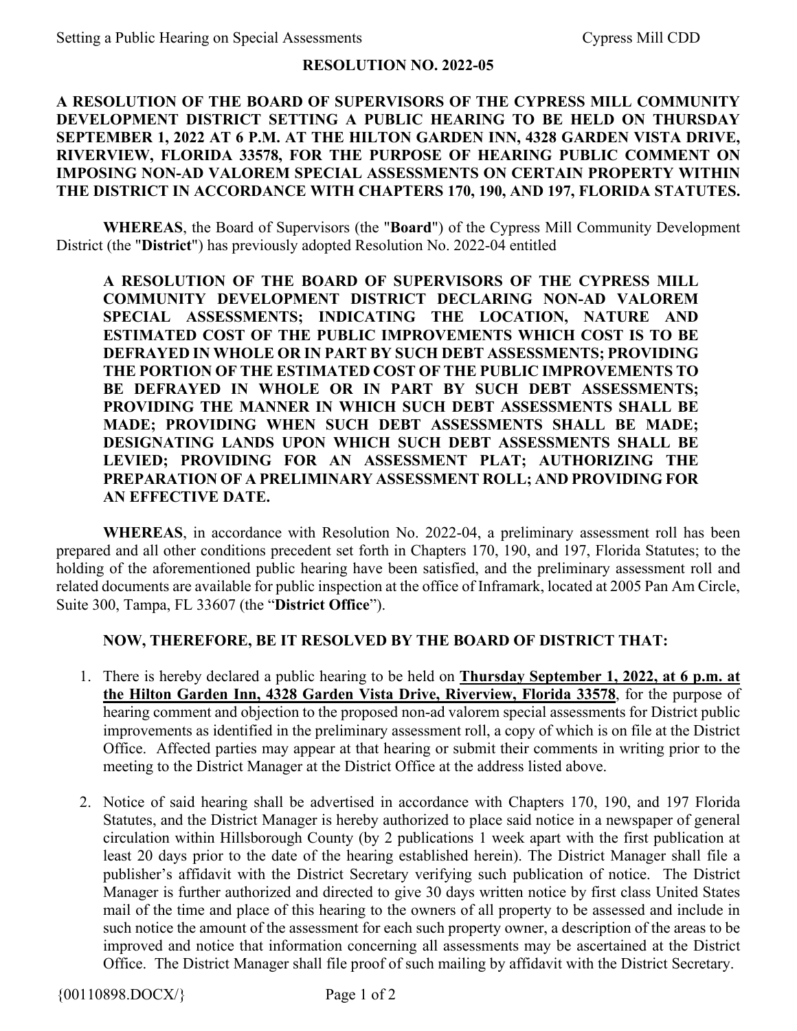**RESOLUTION NO. 2022-05**

**A RESOLUTION OF THE BOARD OF SUPERVISORS OF THE CYPRESS MILL COMMUNITY DEVELOPMENT DISTRICT SETTING A PUBLIC HEARING TO BE HELD ON THURSDAY SEPTEMBER 1, 2022 AT 6 P.M. AT THE HILTON GARDEN INN, 4328 GARDEN VISTA DRIVE, RIVERVIEW, FLORIDA 33578, FOR THE PURPOSE OF HEARING PUBLIC COMMENT ON IMPOSING NON-AD VALOREM SPECIAL ASSESSMENTS ON CERTAIN PROPERTY WITHIN THE DISTRICT IN ACCORDANCE WITH CHAPTERS 170, 190, AND 197, FLORIDA STATUTES.**

**WHEREAS**, the Board of Supervisors (the "**Board**") of the Cypress Mill Community Development District (the "**District**") has previously adopted Resolution No. 2022-04 entitled

> **A RESOLUTION OF THE BOARD OF SUPERVISORS OF THE CYPRESS MILL COMMUNITY DEVELOPMENT DISTRICT DECLARING NON-AD VALOREM SPECIAL ASSESSMENTS; INDICATING THE LOCATION, NATURE AND ESTIMATED COST OF THE PUBLIC IMPROVEMENTS WHICH COST IS TO BE DEFRAYED IN WHOLE OR IN PART BY SUCH DEBT ASSESSMENTS; PROVIDING THE PORTION OF THE ESTIMATED COST OF THE PUBLIC IMPROVEMENTS TO BE DEFRAYED IN WHOLE OR IN PART BY SUCH DEBT ASSESSMENTS; PROVIDING THE MANNER IN WHICH SUCH DEBT ASSESSMENTS SHALL BE MADE; PROVIDING WHEN SUCH DEBT ASSESSMENTS SHALL BE MADE; DESIGNATING LANDS UPON WHICH SUCH DEBT ASSESSMENTS SHALL BE LEVIED; PROVIDING FOR AN ASSESSMENT PLAT; AUTHORIZING THE PREPARATION OF A PRELIMINARY ASSESSMENT ROLL; AND PROVIDING FOR AN EFFECTIVE DATE.**

**WHEREAS**, in accordance with Resolution No. 2022-04, a preliminary assessment roll has been prepared and all other conditions precedent set forth in Chapters 170, 190, and 197, Florida Statutes; to the holding of the aforementioned public hearing have been satisfied, and the preliminary assessment roll and related documents are available for public inspection at the office of Inframark, located at 2005 Pan Am Circle, Suite 300, Tampa, FL 33607 (the "**District Office**").

**NOW, THEREFORE, BE IT RESOLVED BY THE BOARD OF DISTRICT THAT:**

1. There is hereby declared a public hearing to be held on **<u>Thursday September 1, 2022, at 6 p.m. at the Hilton Garden Inn, 4328 Garden Vista Drive, Riverview, Florida 33578</u>**, for the purpose of hearing comment and objection to the proposed non-ad valorem special assessments for District public improvements as identified in the preliminary assessment roll, a copy of which is on file at the District Office. Affected parties may appear at that hearing or submit their comments in writing prior to the meeting to the District Manager at the District Office at the address listed above.

2. Notice of said hearing shall be advertised in accordance with Chapters 170, 190, and 197 Florida Statutes, and the District Manager is hereby authorized to place said notice in a newspaper of general circulation within Hillsborough County (by 2 publications 1 week apart with the first publication at least 20 days prior to the date of the hearing established herein). The District Manager shall file a publisher's affidavit with the District Secretary verifying such publication of notice. The District Manager is further authorized and directed to give 30 days written notice by first class United States mail of the time and place of this hearing to the owners of all property to be assessed and include in such notice the amount of the assessment for each such property owner, a description of the areas to be improved and notice that information concerning all assessments may be ascertained at the District Office. The District Manager shall file proof of such mailing by affidavit with the District Secretary.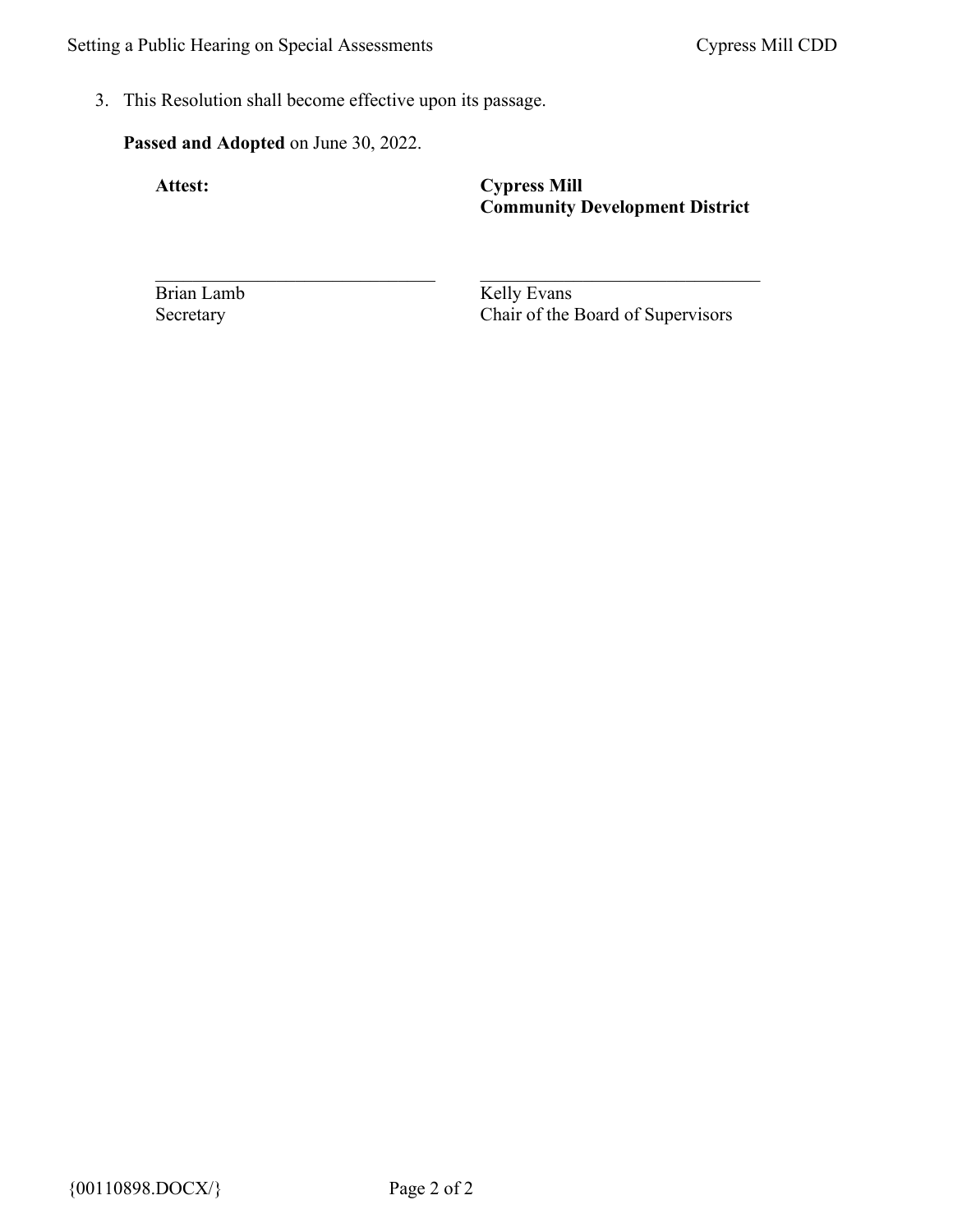3. This Resolution shall become effective upon its passage.

**Passed and Adopted** on June 30, 2022.

| | |
|---|---|
| **Attest:** | **Cypress Mill Community Development District** |
| _______________________________ | _______________________________ |
| Brian Lamb | Kelly Evans |
| Secretary | Chair of the Board of Supervisors |

{00110898.DOCX/}